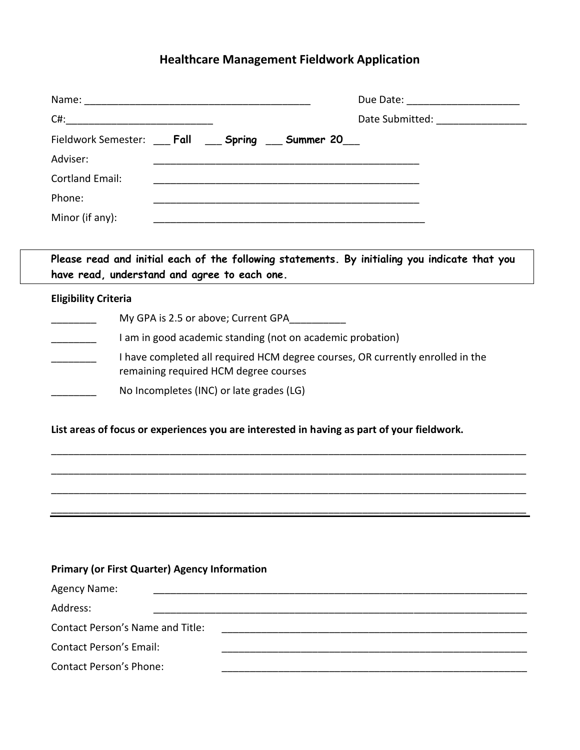# Healthcare Management Fieldwork Application

Name: ________________________________________ Due Date: ____________________

C#:__________________________ Date Submitted: ________________

Fieldwork Semester: ___ **Fall** ___ **Spring** ___ **Summer 20**___

Adviser: ________________________________________________

Cortland Email: ________________________________________________

Phone: ________________________________________________

Minor (if any): ________________________________________________

**Please read and initial each of the following statements. By initialing you indicate that you have read, understand and agree to each one.**

**Eligibility Criteria**

________ My GPA is 2.5 or above; Current GPA__________

________ I am in good academic standing (not on academic probation)

________ I have completed all required HCM degree courses, OR currently enrolled in the remaining required HCM degree courses

________ No Incompletes (INC) or late grades (LG)

**List areas of focus or experiences you are interested in having as part of your fieldwork.**

______________________________________________________________________________________

______________________________________________________________________________________

______________________________________________________________________________________

______________________________________________________________________________________

**Primary (or First Quarter) Agency Information**

Agency Name: ____________________________________________________________________

Address: ____________________________________________________________________

Contact Person's Name and Title: _______________________________________________________

Contact Person's Email: _______________________________________________________

Contact Person's Phone: _______________________________________________________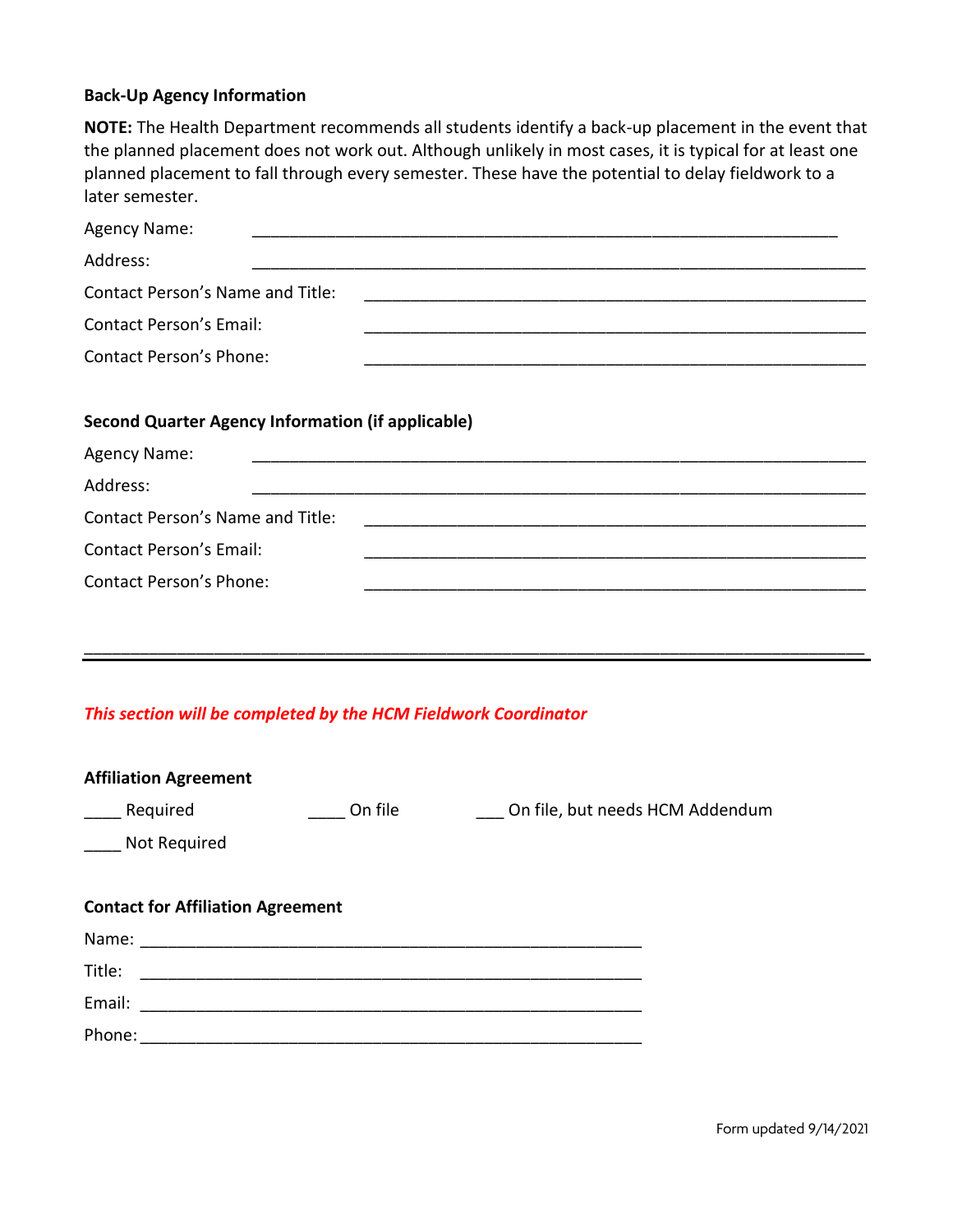**Back-Up Agency Information**

**NOTE:** The Health Department recommends all students identify a back-up placement in the event that the planned placement does not work out. Although unlikely in most cases, it is typical for at least one planned placement to fall through every semester. These have the potential to delay fieldwork to a later semester.

Agency Name: ____________________________________________________________

Address: ____________________________________________________________

Contact Person's Name and Title: ______________________________________________

Contact Person's Email: ______________________________________________

Contact Person's Phone: ______________________________________________

**Second Quarter Agency Information (if applicable)**

Agency Name: ____________________________________________________________

Address: ____________________________________________________________

Contact Person's Name and Title: ______________________________________________

Contact Person's Email: ______________________________________________

Contact Person's Phone: ______________________________________________

---

***This section will be completed by the HCM Fieldwork Coordinator***

**Affiliation Agreement**

____ Required    ____ On file    ___ On file, but needs HCM Addendum

____ Not Required

**Contact for Affiliation Agreement**

Name: ______________________________________________

Title: ______________________________________________

Email: ______________________________________________

Phone: ______________________________________________

Form updated 9/14/2021